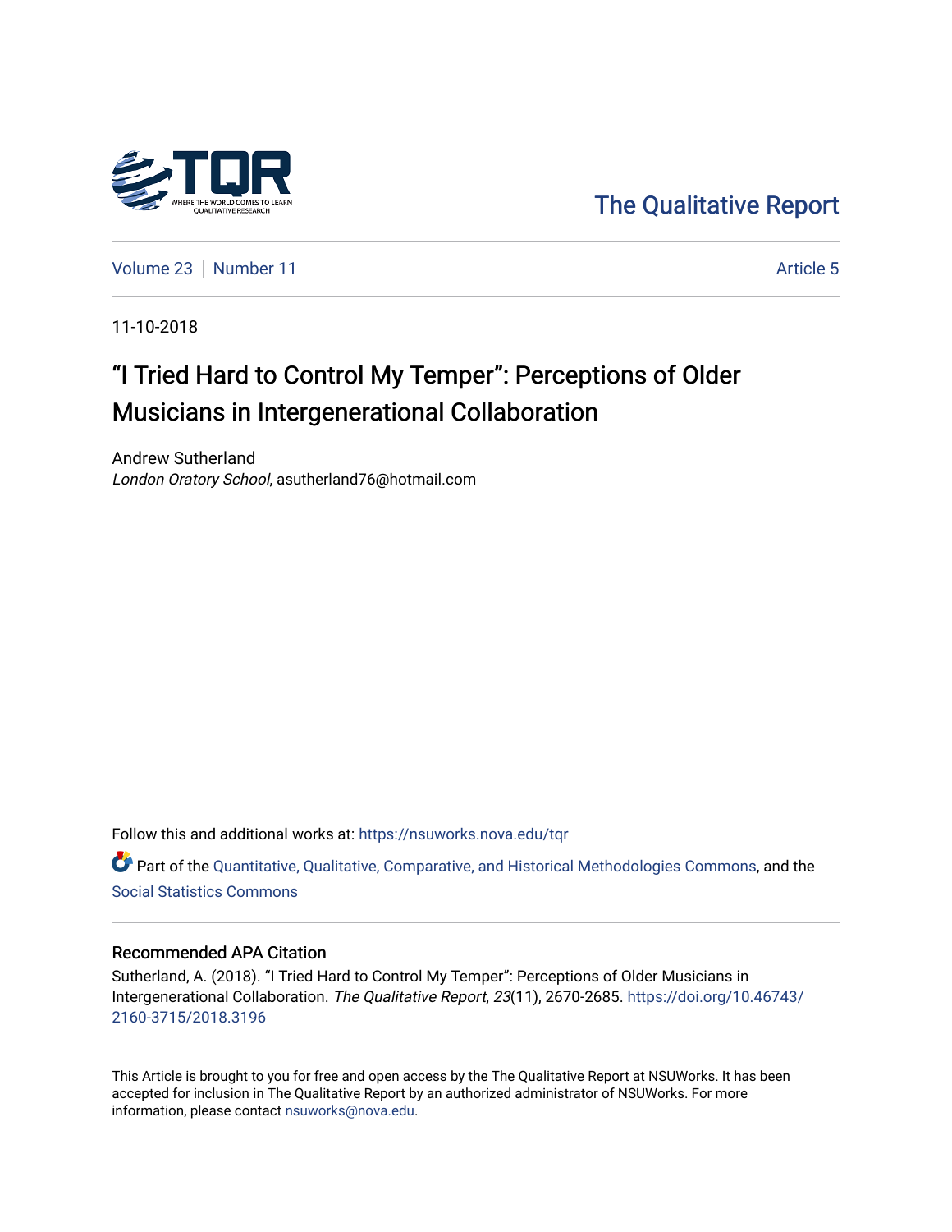The Qualitative Report

Volume 23 | Number 11 | Article 5

11-10-2018

# "I Tried Hard to Control My Temper": Perceptions of Older Musicians in Intergenerational Collaboration

Andrew Sutherland
*London Oratory School*, asutherland76@hotmail.com

Follow this and additional works at: https://nsuworks.nova.edu/tqr

Part of the Quantitative, Qualitative, Comparative, and Historical Methodologies Commons, and the Social Statistics Commons

## Recommended APA Citation

Sutherland, A. (2018). "I Tried Hard to Control My Temper": Perceptions of Older Musicians in Intergenerational Collaboration. *The Qualitative Report*, *23*(11), 2670-2685. https://doi.org/10.46743/2160-3715/2018.3196

This Article is brought to you for free and open access by the The Qualitative Report at NSUWorks. It has been accepted for inclusion in The Qualitative Report by an authorized administrator of NSUWorks. For more information, please contact nsuworks@nova.edu.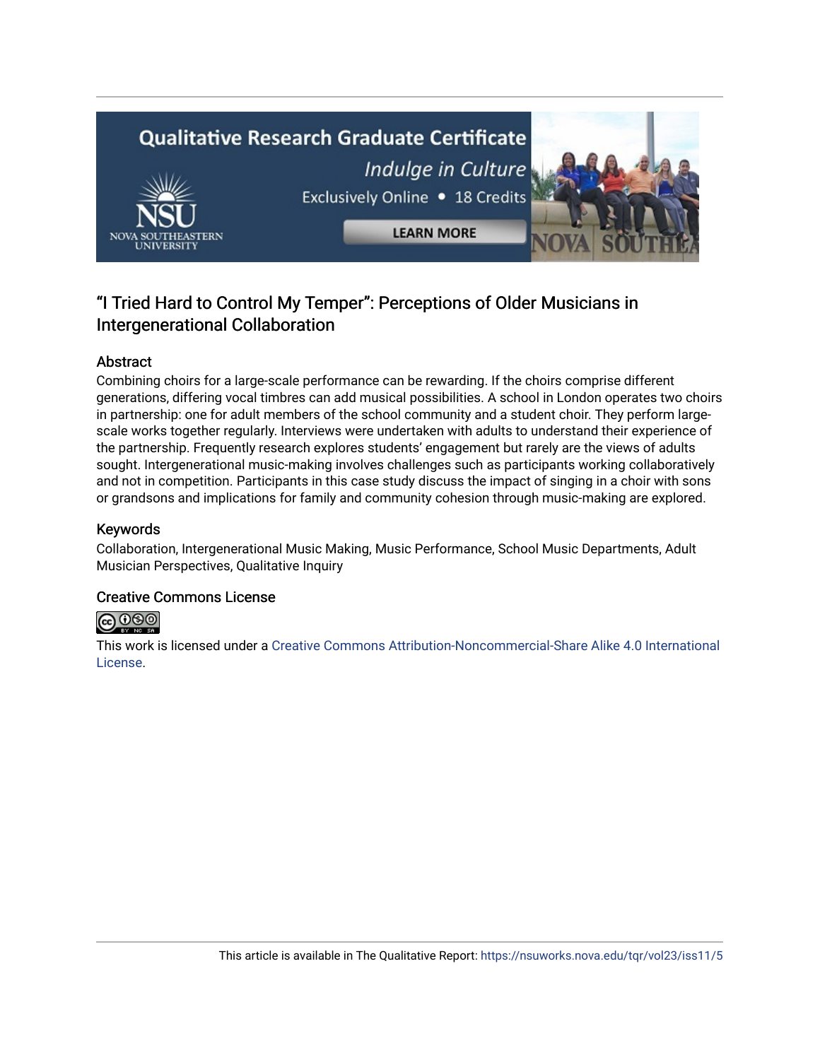# "I Tried Hard to Control My Temper": Perceptions of Older Musicians in Intergenerational Collaboration

## Abstract

Combining choirs for a large-scale performance can be rewarding. If the choirs comprise different generations, differing vocal timbres can add musical possibilities. A school in London operates two choirs in partnership: one for adult members of the school community and a student choir. They perform large-scale works together regularly. Interviews were undertaken with adults to understand their experience of the partnership. Frequently research explores students' engagement but rarely are the views of adults sought. Intergenerational music-making involves challenges such as participants working collaboratively and not in competition. Participants in this case study discuss the impact of singing in a choir with sons or grandsons and implications for family and community cohesion through music-making are explored.

## Keywords

Collaboration, Intergenerational Music Making, Music Performance, School Music Departments, Adult Musician Perspectives, Qualitative Inquiry

## Creative Commons License

This work is licensed under a Creative Commons Attribution-Noncommercial-Share Alike 4.0 International License.

This article is available in The Qualitative Report: https://nsuworks.nova.edu/tqr/vol23/iss11/5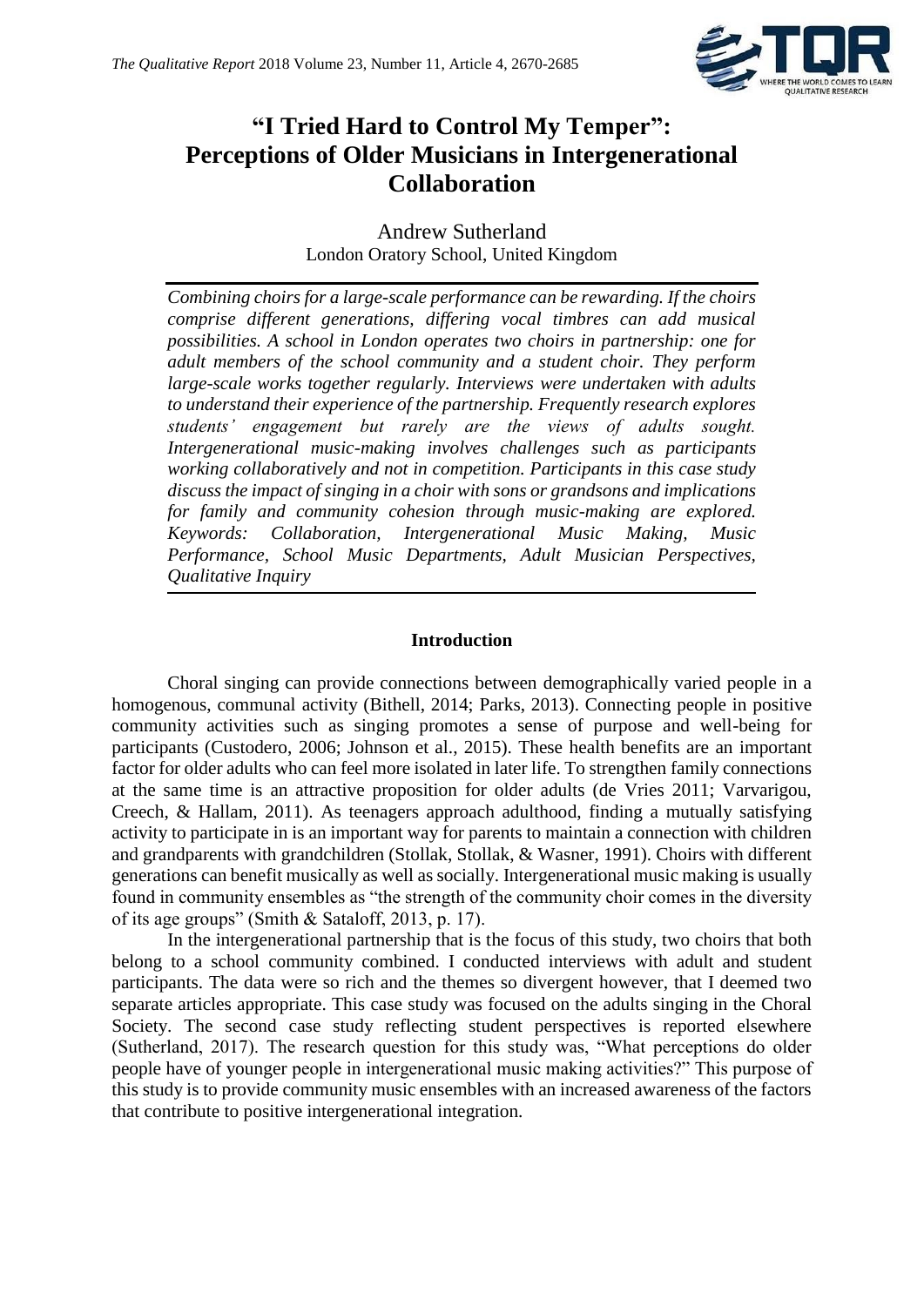# "I Tried Hard to Control My Temper": Perceptions of Older Musicians in Intergenerational Collaboration

Andrew Sutherland
London Oratory School, United Kingdom

*Combining choirs for a large-scale performance can be rewarding. If the choirs comprise different generations, differing vocal timbres can add musical possibilities. A school in London operates two choirs in partnership: one for adult members of the school community and a student choir. They perform large-scale works together regularly. Interviews were undertaken with adults to understand their experience of the partnership. Frequently research explores students' engagement but rarely are the views of adults sought. Intergenerational music-making involves challenges such as participants working collaboratively and not in competition. Participants in this case study discuss the impact of singing in a choir with sons or grandsons and implications for family and community cohesion through music-making are explored. Keywords: Collaboration, Intergenerational Music Making, Music Performance, School Music Departments, Adult Musician Perspectives, Qualitative Inquiry*

## Introduction

Choral singing can provide connections between demographically varied people in a homogenous, communal activity (Bithell, 2014; Parks, 2013). Connecting people in positive community activities such as singing promotes a sense of purpose and well-being for participants (Custodero, 2006; Johnson et al., 2015). These health benefits are an important factor for older adults who can feel more isolated in later life. To strengthen family connections at the same time is an attractive proposition for older adults (de Vries 2011; Varvarigou, Creech, & Hallam, 2011). As teenagers approach adulthood, finding a mutually satisfying activity to participate in is an important way for parents to maintain a connection with children and grandparents with grandchildren (Stollak, Stollak, & Wasner, 1991). Choirs with different generations can benefit musically as well as socially. Intergenerational music making is usually found in community ensembles as "the strength of the community choir comes in the diversity of its age groups" (Smith & Sataloff, 2013, p. 17).

In the intergenerational partnership that is the focus of this study, two choirs that both belong to a school community combined. I conducted interviews with adult and student participants. The data were so rich and the themes so divergent however, that I deemed two separate articles appropriate. This case study was focused on the adults singing in the Choral Society. The second case study reflecting student perspectives is reported elsewhere (Sutherland, 2017). The research question for this study was, "What perceptions do older people have of younger people in intergenerational music making activities?" This purpose of this study is to provide community music ensembles with an increased awareness of the factors that contribute to positive intergenerational integration.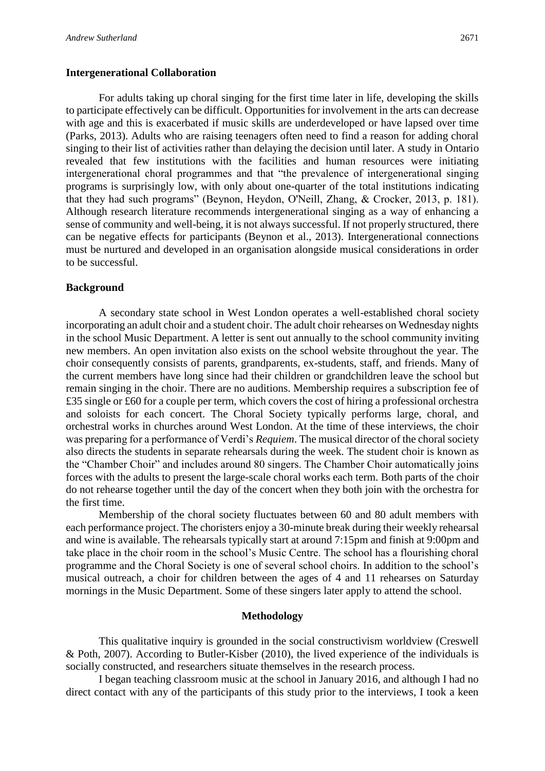## Intergenerational Collaboration

For adults taking up choral singing for the first time later in life, developing the skills to participate effectively can be difficult. Opportunities for involvement in the arts can decrease with age and this is exacerbated if music skills are underdeveloped or have lapsed over time (Parks, 2013). Adults who are raising teenagers often need to find a reason for adding choral singing to their list of activities rather than delaying the decision until later. A study in Ontario revealed that few institutions with the facilities and human resources were initiating intergenerational choral programmes and that "the prevalence of intergenerational singing programs is surprisingly low, with only about one-quarter of the total institutions indicating that they had such programs" (Beynon, Heydon, O'Neill, Zhang, & Crocker, 2013, p. 181). Although research literature recommends intergenerational singing as a way of enhancing a sense of community and well-being, it is not always successful. If not properly structured, there can be negative effects for participants (Beynon et al., 2013). Intergenerational connections must be nurtured and developed in an organisation alongside musical considerations in order to be successful.

## Background

A secondary state school in West London operates a well-established choral society incorporating an adult choir and a student choir. The adult choir rehearses on Wednesday nights in the school Music Department. A letter is sent out annually to the school community inviting new members. An open invitation also exists on the school website throughout the year. The choir consequently consists of parents, grandparents, ex-students, staff, and friends. Many of the current members have long since had their children or grandchildren leave the school but remain singing in the choir. There are no auditions. Membership requires a subscription fee of £35 single or £60 for a couple per term, which covers the cost of hiring a professional orchestra and soloists for each concert. The Choral Society typically performs large, choral, and orchestral works in churches around West London. At the time of these interviews, the choir was preparing for a performance of Verdi's *Requiem*. The musical director of the choral society also directs the students in separate rehearsals during the week. The student choir is known as the "Chamber Choir" and includes around 80 singers. The Chamber Choir automatically joins forces with the adults to present the large-scale choral works each term. Both parts of the choir do not rehearse together until the day of the concert when they both join with the orchestra for the first time.

Membership of the choral society fluctuates between 60 and 80 adult members with each performance project. The choristers enjoy a 30-minute break during their weekly rehearsal and wine is available. The rehearsals typically start at around 7:15pm and finish at 9:00pm and take place in the choir room in the school's Music Centre. The school has a flourishing choral programme and the Choral Society is one of several school choirs. In addition to the school's musical outreach, a choir for children between the ages of 4 and 11 rehearses on Saturday mornings in the Music Department. Some of these singers later apply to attend the school.

## Methodology

This qualitative inquiry is grounded in the social constructivism worldview (Creswell & Poth, 2007). According to Butler-Kisber (2010), the lived experience of the individuals is socially constructed, and researchers situate themselves in the research process.

I began teaching classroom music at the school in January 2016, and although I had no direct contact with any of the participants of this study prior to the interviews, I took a keen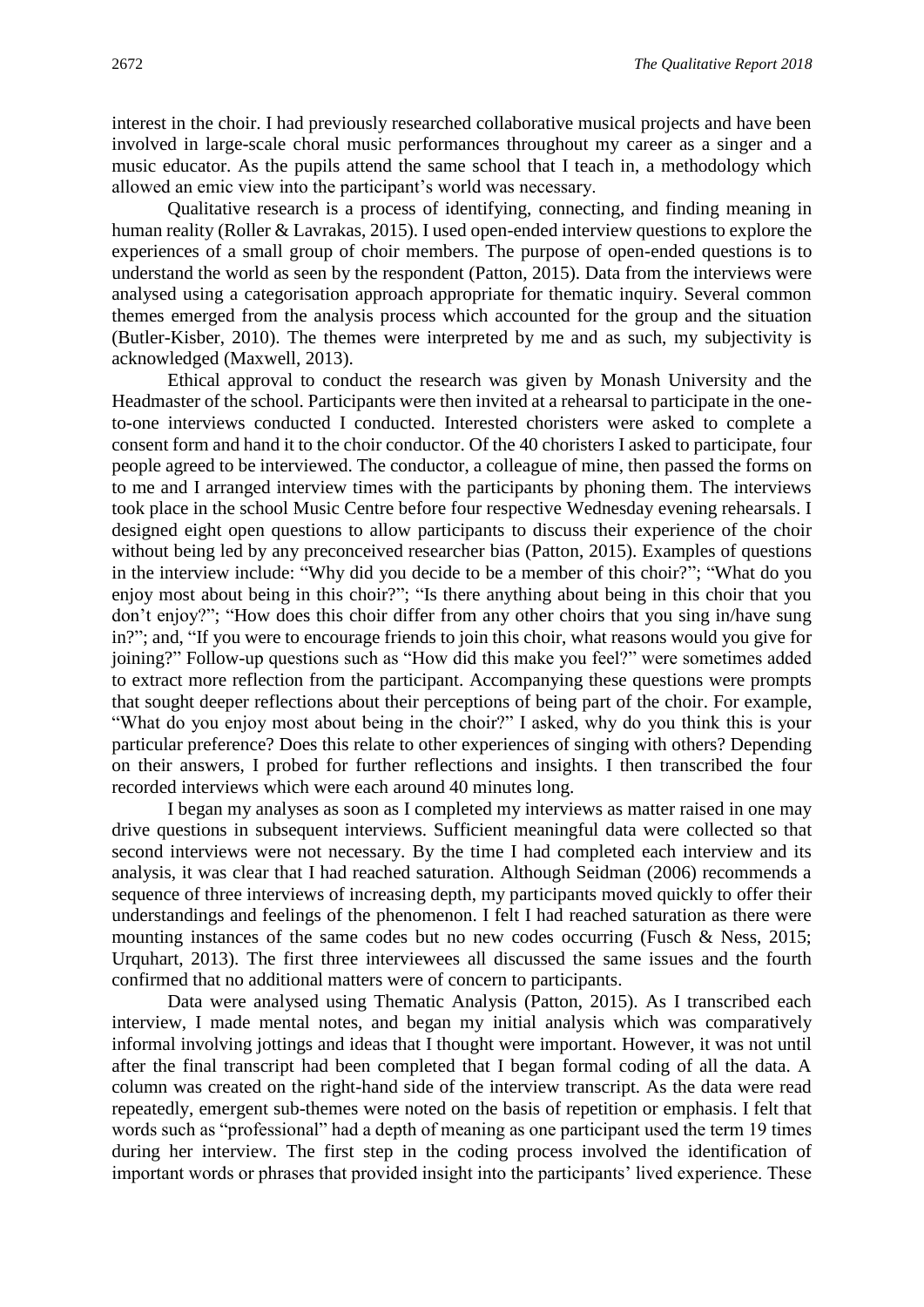interest in the choir. I had previously researched collaborative musical projects and have been involved in large-scale choral music performances throughout my career as a singer and a music educator. As the pupils attend the same school that I teach in, a methodology which allowed an emic view into the participant's world was necessary.

Qualitative research is a process of identifying, connecting, and finding meaning in human reality (Roller & Lavrakas, 2015). I used open-ended interview questions to explore the experiences of a small group of choir members. The purpose of open-ended questions is to understand the world as seen by the respondent (Patton, 2015). Data from the interviews were analysed using a categorisation approach appropriate for thematic inquiry. Several common themes emerged from the analysis process which accounted for the group and the situation (Butler-Kisber, 2010). The themes were interpreted by me and as such, my subjectivity is acknowledged (Maxwell, 2013).

Ethical approval to conduct the research was given by Monash University and the Headmaster of the school. Participants were then invited at a rehearsal to participate in the one-to-one interviews conducted I conducted. Interested choristers were asked to complete a consent form and hand it to the choir conductor. Of the 40 choristers I asked to participate, four people agreed to be interviewed. The conductor, a colleague of mine, then passed the forms on to me and I arranged interview times with the participants by phoning them. The interviews took place in the school Music Centre before four respective Wednesday evening rehearsals. I designed eight open questions to allow participants to discuss their experience of the choir without being led by any preconceived researcher bias (Patton, 2015). Examples of questions in the interview include: "Why did you decide to be a member of this choir?"; "What do you enjoy most about being in this choir?"; "Is there anything about being in this choir that you don't enjoy?"; "How does this choir differ from any other choirs that you sing in/have sung in?"; and, "If you were to encourage friends to join this choir, what reasons would you give for joining?" Follow-up questions such as "How did this make you feel?" were sometimes added to extract more reflection from the participant. Accompanying these questions were prompts that sought deeper reflections about their perceptions of being part of the choir. For example, "What do you enjoy most about being in the choir?" I asked, why do you think this is your particular preference? Does this relate to other experiences of singing with others? Depending on their answers, I probed for further reflections and insights. I then transcribed the four recorded interviews which were each around 40 minutes long.

I began my analyses as soon as I completed my interviews as matter raised in one may drive questions in subsequent interviews. Sufficient meaningful data were collected so that second interviews were not necessary. By the time I had completed each interview and its analysis, it was clear that I had reached saturation. Although Seidman (2006) recommends a sequence of three interviews of increasing depth, my participants moved quickly to offer their understandings and feelings of the phenomenon. I felt I had reached saturation as there were mounting instances of the same codes but no new codes occurring (Fusch & Ness, 2015; Urquhart, 2013). The first three interviewees all discussed the same issues and the fourth confirmed that no additional matters were of concern to participants.

Data were analysed using Thematic Analysis (Patton, 2015). As I transcribed each interview, I made mental notes, and began my initial analysis which was comparatively informal involving jottings and ideas that I thought were important. However, it was not until after the final transcript had been completed that I began formal coding of all the data. A column was created on the right-hand side of the interview transcript. As the data were read repeatedly, emergent sub-themes were noted on the basis of repetition or emphasis. I felt that words such as "professional" had a depth of meaning as one participant used the term 19 times during her interview. The first step in the coding process involved the identification of important words or phrases that provided insight into the participants' lived experience. These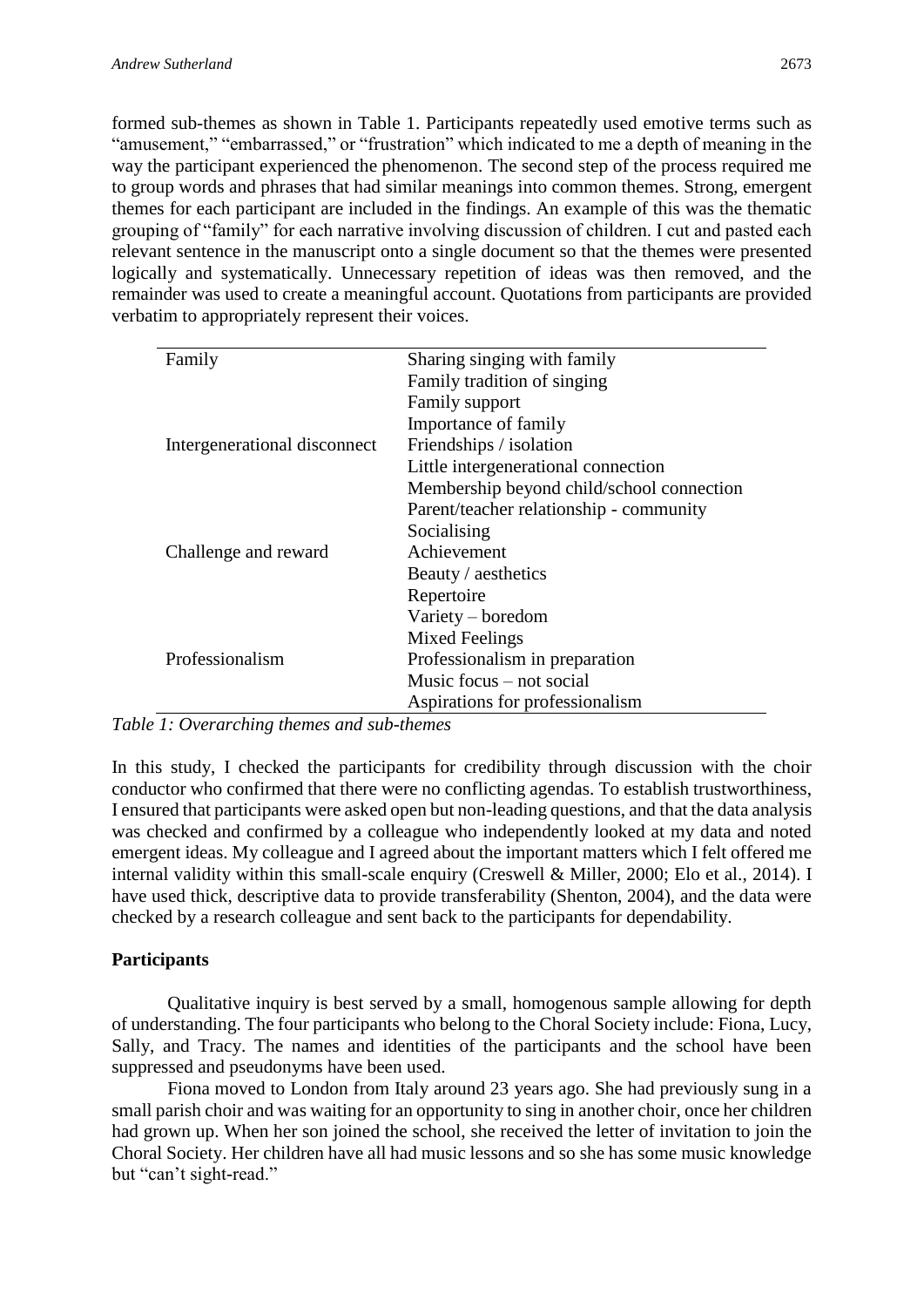formed sub-themes as shown in Table 1. Participants repeatedly used emotive terms such as "amusement," "embarrassed," or "frustration" which indicated to me a depth of meaning in the way the participant experienced the phenomenon. The second step of the process required me to group words and phrases that had similar meanings into common themes. Strong, emergent themes for each participant are included in the findings. An example of this was the thematic grouping of "family" for each narrative involving discussion of children. I cut and pasted each relevant sentence in the manuscript onto a single document so that the themes were presented logically and systematically. Unnecessary repetition of ideas was then removed, and the remainder was used to create a meaningful account. Quotations from participants are provided verbatim to appropriately represent their voices.

| | |
|---|---|
| Family | Sharing singing with family |
| | Family tradition of singing |
| | Family support |
| | Importance of family |
| Intergenerational disconnect | Friendships / isolation |
| | Little intergenerational connection |
| | Membership beyond child/school connection |
| | Parent/teacher relationship - community |
| | Socialising |
| Challenge and reward | Achievement |
| | Beauty / aesthetics |
| | Repertoire |
| | Variety – boredom |
| | Mixed Feelings |
| Professionalism | Professionalism in preparation |
| | Music focus – not social |
| | Aspirations for professionalism |

*Table 1: Overarching themes and sub-themes*

In this study, I checked the participants for credibility through discussion with the choir conductor who confirmed that there were no conflicting agendas. To establish trustworthiness, I ensured that participants were asked open but non-leading questions, and that the data analysis was checked and confirmed by a colleague who independently looked at my data and noted emergent ideas. My colleague and I agreed about the important matters which I felt offered me internal validity within this small-scale enquiry (Creswell & Miller, 2000; Elo et al., 2014). I have used thick, descriptive data to provide transferability (Shenton, 2004), and the data were checked by a research colleague and sent back to the participants for dependability.

## Participants

Qualitative inquiry is best served by a small, homogenous sample allowing for depth of understanding. The four participants who belong to the Choral Society include: Fiona, Lucy, Sally, and Tracy. The names and identities of the participants and the school have been suppressed and pseudonyms have been used.

Fiona moved to London from Italy around 23 years ago. She had previously sung in a small parish choir and was waiting for an opportunity to sing in another choir, once her children had grown up. When her son joined the school, she received the letter of invitation to join the Choral Society. Her children have all had music lessons and so she has some music knowledge but "can't sight-read."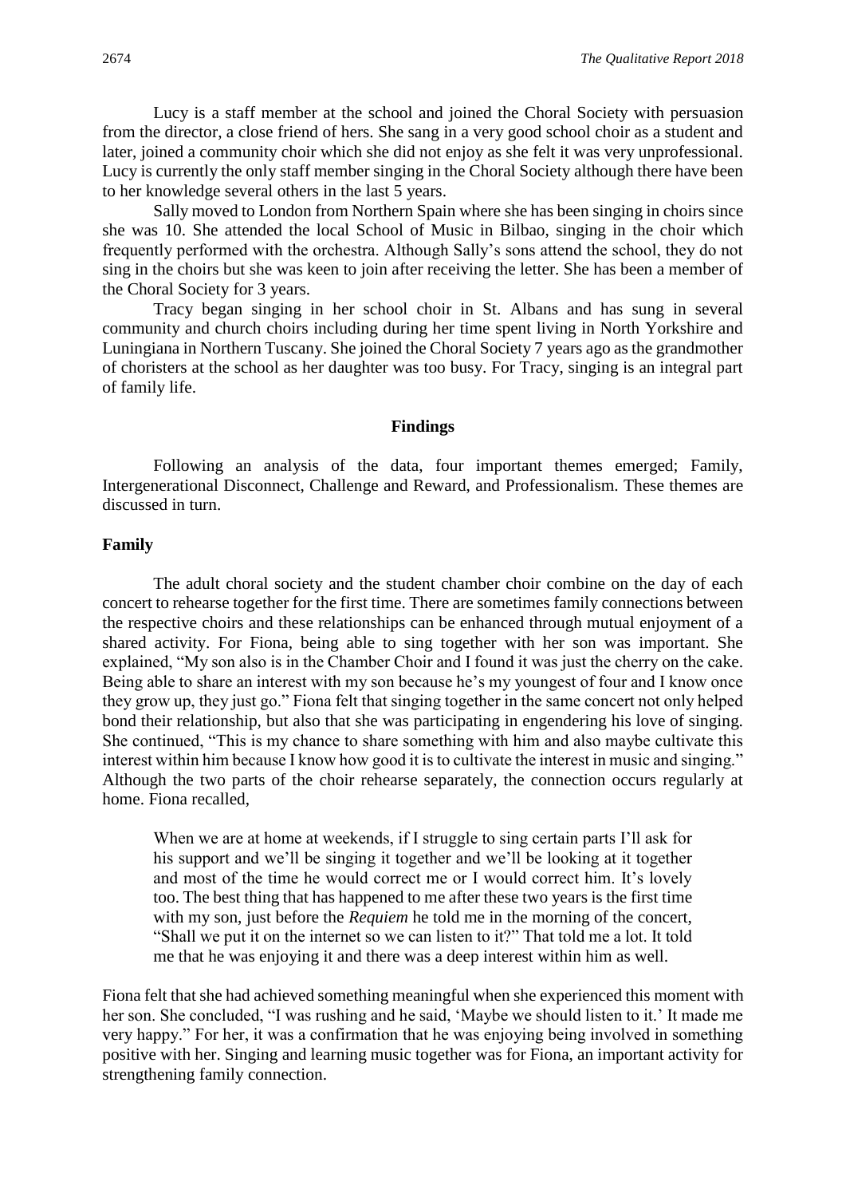Lucy is a staff member at the school and joined the Choral Society with persuasion from the director, a close friend of hers. She sang in a very good school choir as a student and later, joined a community choir which she did not enjoy as she felt it was very unprofessional. Lucy is currently the only staff member singing in the Choral Society although there have been to her knowledge several others in the last 5 years.

Sally moved to London from Northern Spain where she has been singing in choirs since she was 10. She attended the local School of Music in Bilbao, singing in the choir which frequently performed with the orchestra. Although Sally's sons attend the school, they do not sing in the choirs but she was keen to join after receiving the letter. She has been a member of the Choral Society for 3 years.

Tracy began singing in her school choir in St. Albans and has sung in several community and church choirs including during her time spent living in North Yorkshire and Luningiana in Northern Tuscany. She joined the Choral Society 7 years ago as the grandmother of choristers at the school as her daughter was too busy. For Tracy, singing is an integral part of family life.

## Findings

Following an analysis of the data, four important themes emerged; Family, Intergenerational Disconnect, Challenge and Reward, and Professionalism. These themes are discussed in turn.

### Family

The adult choral society and the student chamber choir combine on the day of each concert to rehearse together for the first time. There are sometimes family connections between the respective choirs and these relationships can be enhanced through mutual enjoyment of a shared activity. For Fiona, being able to sing together with her son was important. She explained, "My son also is in the Chamber Choir and I found it was just the cherry on the cake. Being able to share an interest with my son because he's my youngest of four and I know once they grow up, they just go." Fiona felt that singing together in the same concert not only helped bond their relationship, but also that she was participating in engendering his love of singing. She continued, "This is my chance to share something with him and also maybe cultivate this interest within him because I know how good it is to cultivate the interest in music and singing." Although the two parts of the choir rehearse separately, the connection occurs regularly at home. Fiona recalled,

> When we are at home at weekends, if I struggle to sing certain parts I'll ask for his support and we'll be singing it together and we'll be looking at it together and most of the time he would correct me or I would correct him. It's lovely too. The best thing that has happened to me after these two years is the first time with my son, just before the *Requiem* he told me in the morning of the concert, "Shall we put it on the internet so we can listen to it?" That told me a lot. It told me that he was enjoying it and there was a deep interest within him as well.

Fiona felt that she had achieved something meaningful when she experienced this moment with her son. She concluded, "I was rushing and he said, 'Maybe we should listen to it.' It made me very happy." For her, it was a confirmation that he was enjoying being involved in something positive with her. Singing and learning music together was for Fiona, an important activity for strengthening family connection.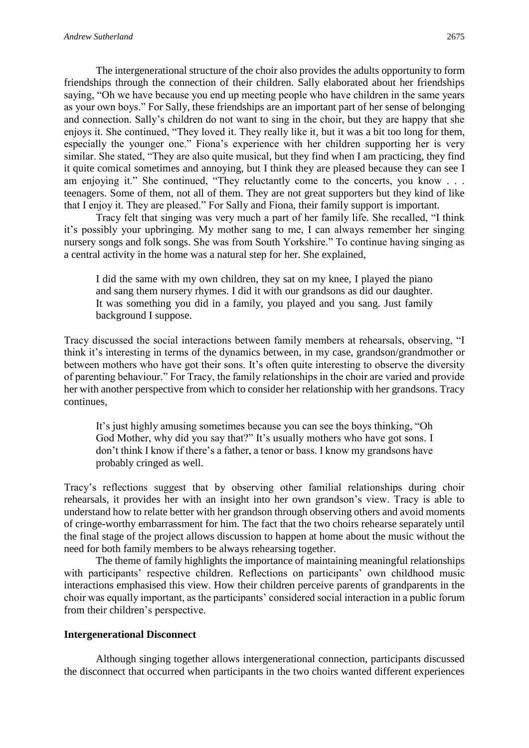The intergenerational structure of the choir also provides the adults opportunity to form friendships through the connection of their children. Sally elaborated about her friendships saying, "Oh we have because you end up meeting people who have children in the same years as your own boys." For Sally, these friendships are an important part of her sense of belonging and connection. Sally's children do not want to sing in the choir, but they are happy that she enjoys it. She continued, "They loved it. They really like it, but it was a bit too long for them, especially the younger one." Fiona's experience with her children supporting her is very similar. She stated, "They are also quite musical, but they find when I am practicing, they find it quite comical sometimes and annoying, but I think they are pleased because they can see I am enjoying it." She continued, "They reluctantly come to the concerts, you know . . . teenagers. Some of them, not all of them. They are not great supporters but they kind of like that I enjoy it. They are pleased." For Sally and Fiona, their family support is important.

Tracy felt that singing was very much a part of her family life. She recalled, "I think it's possibly your upbringing. My mother sang to me, I can always remember her singing nursery songs and folk songs. She was from South Yorkshire." To continue having singing as a central activity in the home was a natural step for her. She explained,

> I did the same with my own children, they sat on my knee, I played the piano and sang them nursery rhymes. I did it with our grandsons as did our daughter. It was something you did in a family, you played and you sang. Just family background I suppose.

Tracy discussed the social interactions between family members at rehearsals, observing, "I think it's interesting in terms of the dynamics between, in my case, grandson/grandmother or between mothers who have got their sons. It's often quite interesting to observe the diversity of parenting behaviour." For Tracy, the family relationships in the choir are varied and provide her with another perspective from which to consider her relationship with her grandsons. Tracy continues,

> It's just highly amusing sometimes because you can see the boys thinking, "Oh God Mother, why did you say that?" It's usually mothers who have got sons. I don't think I know if there's a father, a tenor or bass. I know my grandsons have probably cringed as well.

Tracy's reflections suggest that by observing other familial relationships during choir rehearsals, it provides her with an insight into her own grandson's view. Tracy is able to understand how to relate better with her grandson through observing others and avoid moments of cringe-worthy embarrassment for him. The fact that the two choirs rehearse separately until the final stage of the project allows discussion to happen at home about the music without the need for both family members to be always rehearsing together.

The theme of family highlights the importance of maintaining meaningful relationships with participants' respective children. Reflections on participants' own childhood music interactions emphasised this view. How their children perceive parents of grandparents in the choir was equally important, as the participants' considered social interaction in a public forum from their children's perspective.

### Intergenerational Disconnect

Although singing together allows intergenerational connection, participants discussed the disconnect that occurred when participants in the two choirs wanted different experiences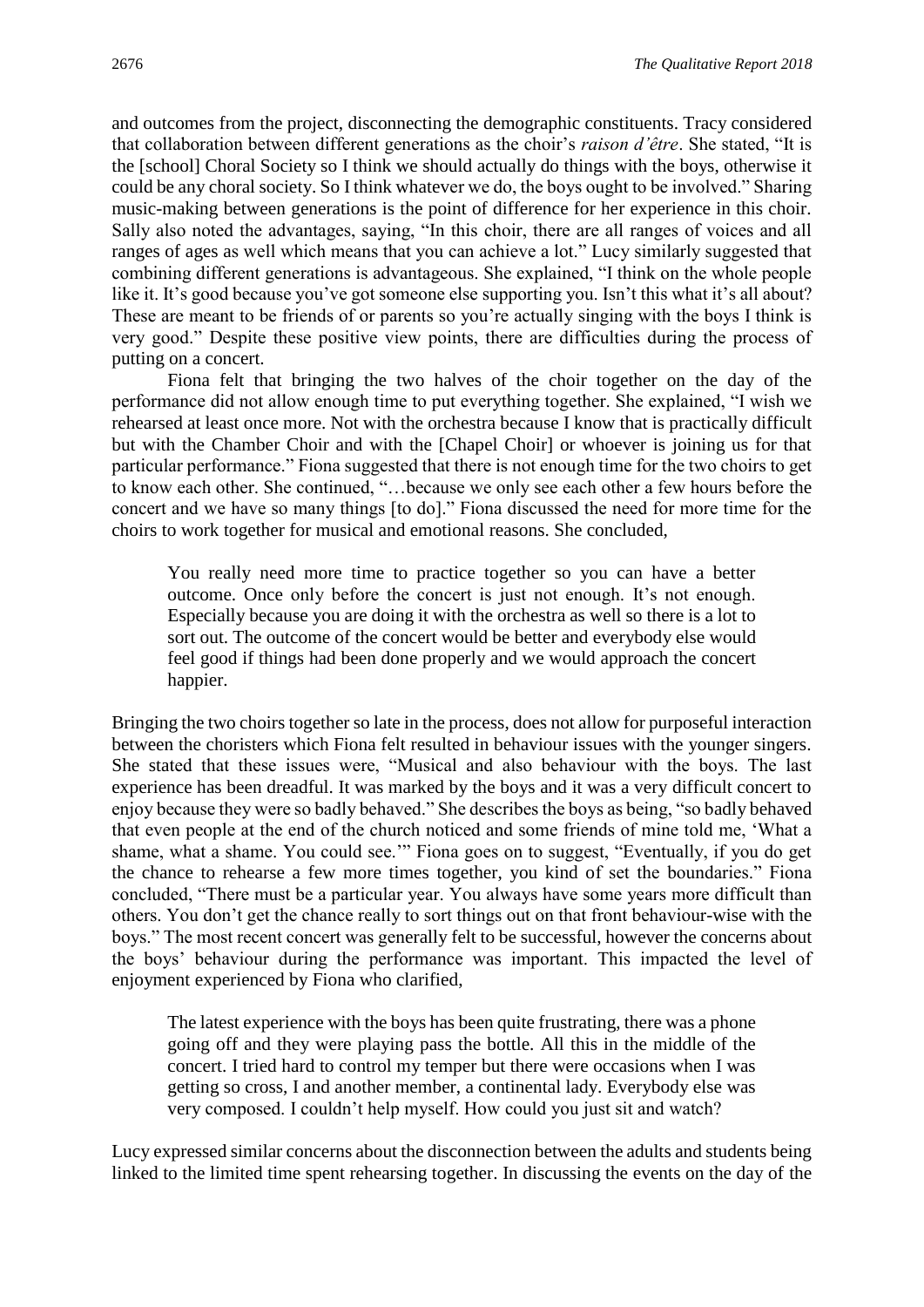and outcomes from the project, disconnecting the demographic constituents. Tracy considered that collaboration between different generations as the choir's *raison d'être*. She stated, "It is the [school] Choral Society so I think we should actually do things with the boys, otherwise it could be any choral society. So I think whatever we do, the boys ought to be involved." Sharing music-making between generations is the point of difference for her experience in this choir. Sally also noted the advantages, saying, "In this choir, there are all ranges of voices and all ranges of ages as well which means that you can achieve a lot." Lucy similarly suggested that combining different generations is advantageous. She explained, "I think on the whole people like it. It's good because you've got someone else supporting you. Isn't this what it's all about? These are meant to be friends of or parents so you're actually singing with the boys I think is very good." Despite these positive view points, there are difficulties during the process of putting on a concert.

Fiona felt that bringing the two halves of the choir together on the day of the performance did not allow enough time to put everything together. She explained, "I wish we rehearsed at least once more. Not with the orchestra because I know that is practically difficult but with the Chamber Choir and with the [Chapel Choir] or whoever is joining us for that particular performance." Fiona suggested that there is not enough time for the two choirs to get to know each other. She continued, "…because we only see each other a few hours before the concert and we have so many things [to do]." Fiona discussed the need for more time for the choirs to work together for musical and emotional reasons. She concluded,

> You really need more time to practice together so you can have a better outcome. Once only before the concert is just not enough. It's not enough. Especially because you are doing it with the orchestra as well so there is a lot to sort out. The outcome of the concert would be better and everybody else would feel good if things had been done properly and we would approach the concert happier.

Bringing the two choirs together so late in the process, does not allow for purposeful interaction between the choristers which Fiona felt resulted in behaviour issues with the younger singers. She stated that these issues were, "Musical and also behaviour with the boys. The last experience has been dreadful. It was marked by the boys and it was a very difficult concert to enjoy because they were so badly behaved." She describes the boys as being, "so badly behaved that even people at the end of the church noticed and some friends of mine told me, 'What a shame, what a shame. You could see.'" Fiona goes on to suggest, "Eventually, if you do get the chance to rehearse a few more times together, you kind of set the boundaries." Fiona concluded, "There must be a particular year. You always have some years more difficult than others. You don't get the chance really to sort things out on that front behaviour-wise with the boys." The most recent concert was generally felt to be successful, however the concerns about the boys' behaviour during the performance was important. This impacted the level of enjoyment experienced by Fiona who clarified,

> The latest experience with the boys has been quite frustrating, there was a phone going off and they were playing pass the bottle. All this in the middle of the concert. I tried hard to control my temper but there were occasions when I was getting so cross, I and another member, a continental lady. Everybody else was very composed. I couldn't help myself. How could you just sit and watch?

Lucy expressed similar concerns about the disconnection between the adults and students being linked to the limited time spent rehearsing together. In discussing the events on the day of the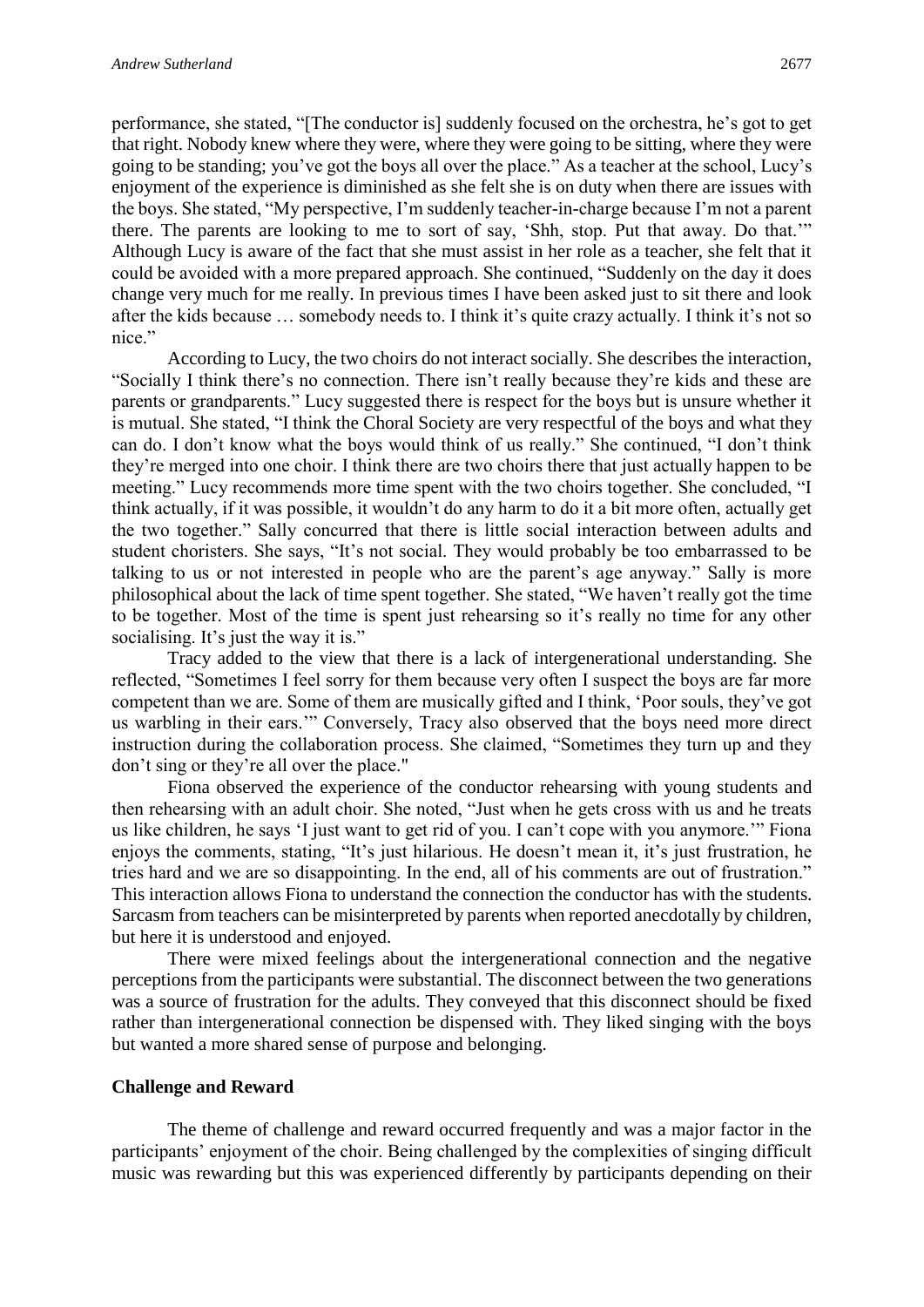performance, she stated, "[The conductor is] suddenly focused on the orchestra, he's got to get that right. Nobody knew where they were, where they were going to be sitting, where they were going to be standing; you've got the boys all over the place." As a teacher at the school, Lucy's enjoyment of the experience is diminished as she felt she is on duty when there are issues with the boys. She stated, "My perspective, I'm suddenly teacher-in-charge because I'm not a parent there. The parents are looking to me to sort of say, 'Shh, stop. Put that away. Do that.'" Although Lucy is aware of the fact that she must assist in her role as a teacher, she felt that it could be avoided with a more prepared approach. She continued, "Suddenly on the day it does change very much for me really. In previous times I have been asked just to sit there and look after the kids because … somebody needs to. I think it's quite crazy actually. I think it's not so nice."

According to Lucy, the two choirs do not interact socially. She describes the interaction, "Socially I think there's no connection. There isn't really because they're kids and these are parents or grandparents." Lucy suggested there is respect for the boys but is unsure whether it is mutual. She stated, "I think the Choral Society are very respectful of the boys and what they can do. I don't know what the boys would think of us really." She continued, "I don't think they're merged into one choir. I think there are two choirs there that just actually happen to be meeting." Lucy recommends more time spent with the two choirs together. She concluded, "I think actually, if it was possible, it wouldn't do any harm to do it a bit more often, actually get the two together." Sally concurred that there is little social interaction between adults and student choristers. She says, "It's not social. They would probably be too embarrassed to be talking to us or not interested in people who are the parent's age anyway." Sally is more philosophical about the lack of time spent together. She stated, "We haven't really got the time to be together. Most of the time is spent just rehearsing so it's really no time for any other socialising. It's just the way it is."

Tracy added to the view that there is a lack of intergenerational understanding. She reflected, "Sometimes I feel sorry for them because very often I suspect the boys are far more competent than we are. Some of them are musically gifted and I think, 'Poor souls, they've got us warbling in their ears.'" Conversely, Tracy also observed that the boys need more direct instruction during the collaboration process. She claimed, "Sometimes they turn up and they don't sing or they're all over the place."

Fiona observed the experience of the conductor rehearsing with young students and then rehearsing with an adult choir. She noted, "Just when he gets cross with us and he treats us like children, he says 'I just want to get rid of you. I can't cope with you anymore.'" Fiona enjoys the comments, stating, "It's just hilarious. He doesn't mean it, it's just frustration, he tries hard and we are so disappointing. In the end, all of his comments are out of frustration." This interaction allows Fiona to understand the connection the conductor has with the students. Sarcasm from teachers can be misinterpreted by parents when reported anecdotally by children, but here it is understood and enjoyed.

There were mixed feelings about the intergenerational connection and the negative perceptions from the participants were substantial. The disconnect between the two generations was a source of frustration for the adults. They conveyed that this disconnect should be fixed rather than intergenerational connection be dispensed with. They liked singing with the boys but wanted a more shared sense of purpose and belonging.

### Challenge and Reward

The theme of challenge and reward occurred frequently and was a major factor in the participants' enjoyment of the choir. Being challenged by the complexities of singing difficult music was rewarding but this was experienced differently by participants depending on their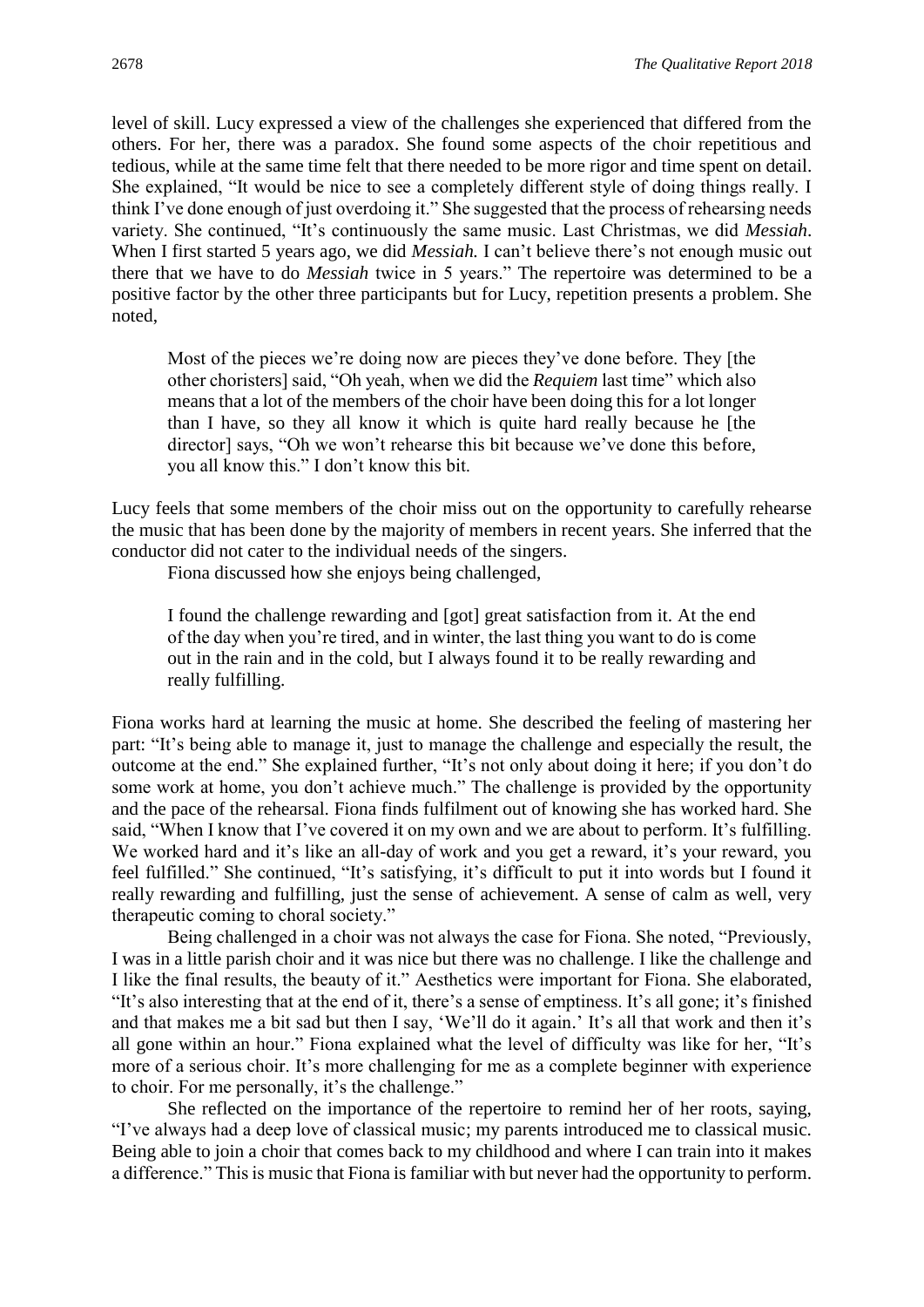level of skill. Lucy expressed a view of the challenges she experienced that differed from the others. For her, there was a paradox. She found some aspects of the choir repetitious and tedious, while at the same time felt that there needed to be more rigor and time spent on detail. She explained, "It would be nice to see a completely different style of doing things really. I think I've done enough of just overdoing it." She suggested that the process of rehearsing needs variety. She continued, "It's continuously the same music. Last Christmas, we did *Messiah*. When I first started 5 years ago, we did *Messiah.* I can't believe there's not enough music out there that we have to do *Messiah* twice in 5 years." The repertoire was determined to be a positive factor by the other three participants but for Lucy, repetition presents a problem. She noted,

> Most of the pieces we're doing now are pieces they've done before. They [the other choristers] said, "Oh yeah, when we did the *Requiem* last time" which also means that a lot of the members of the choir have been doing this for a lot longer than I have, so they all know it which is quite hard really because he [the director] says, "Oh we won't rehearse this bit because we've done this before, you all know this." I don't know this bit.

Lucy feels that some members of the choir miss out on the opportunity to carefully rehearse the music that has been done by the majority of members in recent years. She inferred that the conductor did not cater to the individual needs of the singers.

Fiona discussed how she enjoys being challenged,

> I found the challenge rewarding and [got] great satisfaction from it. At the end of the day when you're tired, and in winter, the last thing you want to do is come out in the rain and in the cold, but I always found it to be really rewarding and really fulfilling.

Fiona works hard at learning the music at home. She described the feeling of mastering her part: "It's being able to manage it, just to manage the challenge and especially the result, the outcome at the end." She explained further, "It's not only about doing it here; if you don't do some work at home, you don't achieve much." The challenge is provided by the opportunity and the pace of the rehearsal. Fiona finds fulfilment out of knowing she has worked hard. She said, "When I know that I've covered it on my own and we are about to perform. It's fulfilling. We worked hard and it's like an all-day of work and you get a reward, it's your reward, you feel fulfilled." She continued, "It's satisfying, it's difficult to put it into words but I found it really rewarding and fulfilling, just the sense of achievement. A sense of calm as well, very therapeutic coming to choral society."

Being challenged in a choir was not always the case for Fiona. She noted, "Previously, I was in a little parish choir and it was nice but there was no challenge. I like the challenge and I like the final results, the beauty of it." Aesthetics were important for Fiona. She elaborated, "It's also interesting that at the end of it, there's a sense of emptiness. It's all gone; it's finished and that makes me a bit sad but then I say, 'We'll do it again.' It's all that work and then it's all gone within an hour." Fiona explained what the level of difficulty was like for her, "It's more of a serious choir. It's more challenging for me as a complete beginner with experience to choir. For me personally, it's the challenge."

She reflected on the importance of the repertoire to remind her of her roots, saying, "I've always had a deep love of classical music; my parents introduced me to classical music. Being able to join a choir that comes back to my childhood and where I can train into it makes a difference." This is music that Fiona is familiar with but never had the opportunity to perform.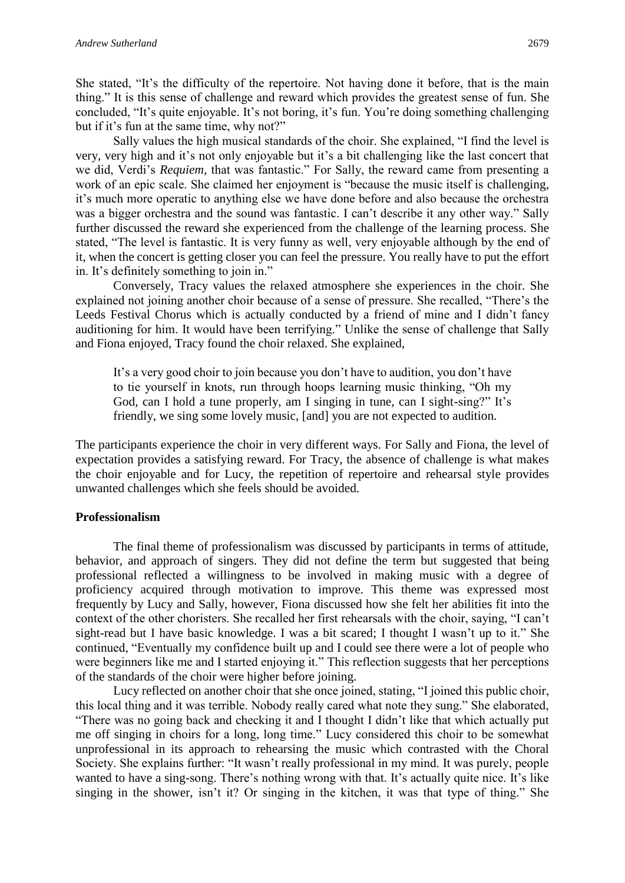She stated, "It's the difficulty of the repertoire. Not having done it before, that is the main thing." It is this sense of challenge and reward which provides the greatest sense of fun. She concluded, "It's quite enjoyable. It's not boring, it's fun. You're doing something challenging but if it's fun at the same time, why not?"

Sally values the high musical standards of the choir. She explained, "I find the level is very, very high and it's not only enjoyable but it's a bit challenging like the last concert that we did, Verdi's *Requiem*, that was fantastic." For Sally, the reward came from presenting a work of an epic scale. She claimed her enjoyment is "because the music itself is challenging, it's much more operatic to anything else we have done before and also because the orchestra was a bigger orchestra and the sound was fantastic. I can't describe it any other way." Sally further discussed the reward she experienced from the challenge of the learning process. She stated, "The level is fantastic. It is very funny as well, very enjoyable although by the end of it, when the concert is getting closer you can feel the pressure. You really have to put the effort in. It's definitely something to join in."

Conversely, Tracy values the relaxed atmosphere she experiences in the choir. She explained not joining another choir because of a sense of pressure. She recalled, "There's the Leeds Festival Chorus which is actually conducted by a friend of mine and I didn't fancy auditioning for him. It would have been terrifying." Unlike the sense of challenge that Sally and Fiona enjoyed, Tracy found the choir relaxed. She explained,

> It's a very good choir to join because you don't have to audition, you don't have to tie yourself in knots, run through hoops learning music thinking, "Oh my God, can I hold a tune properly, am I singing in tune, can I sight-sing?" It's friendly, we sing some lovely music, [and] you are not expected to audition.

The participants experience the choir in very different ways. For Sally and Fiona, the level of expectation provides a satisfying reward. For Tracy, the absence of challenge is what makes the choir enjoyable and for Lucy, the repetition of repertoire and rehearsal style provides unwanted challenges which she feels should be avoided.

### Professionalism

The final theme of professionalism was discussed by participants in terms of attitude, behavior, and approach of singers. They did not define the term but suggested that being professional reflected a willingness to be involved in making music with a degree of proficiency acquired through motivation to improve. This theme was expressed most frequently by Lucy and Sally, however, Fiona discussed how she felt her abilities fit into the context of the other choristers. She recalled her first rehearsals with the choir, saying, "I can't sight-read but I have basic knowledge. I was a bit scared; I thought I wasn't up to it." She continued, "Eventually my confidence built up and I could see there were a lot of people who were beginners like me and I started enjoying it." This reflection suggests that her perceptions of the standards of the choir were higher before joining.

Lucy reflected on another choir that she once joined, stating, "I joined this public choir, this local thing and it was terrible. Nobody really cared what note they sung." She elaborated, "There was no going back and checking it and I thought I didn't like that which actually put me off singing in choirs for a long, long time." Lucy considered this choir to be somewhat unprofessional in its approach to rehearsing the music which contrasted with the Choral Society. She explains further: "It wasn't really professional in my mind. It was purely, people wanted to have a sing-song. There's nothing wrong with that. It's actually quite nice. It's like singing in the shower, isn't it? Or singing in the kitchen, it was that type of thing." She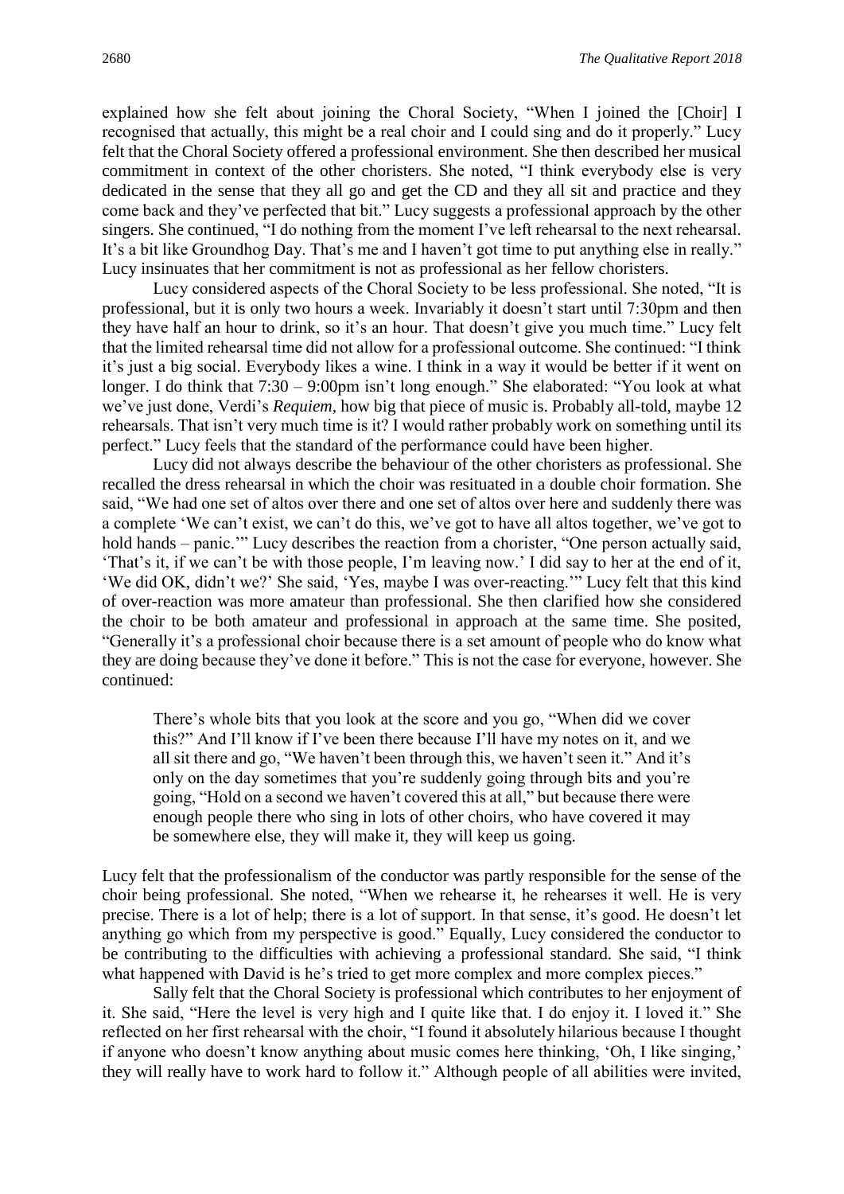explained how she felt about joining the Choral Society, "When I joined the [Choir] I recognised that actually, this might be a real choir and I could sing and do it properly." Lucy felt that the Choral Society offered a professional environment. She then described her musical commitment in context of the other choristers. She noted, "I think everybody else is very dedicated in the sense that they all go and get the CD and they all sit and practice and they come back and they've perfected that bit." Lucy suggests a professional approach by the other singers. She continued, "I do nothing from the moment I've left rehearsal to the next rehearsal. It's a bit like Groundhog Day. That's me and I haven't got time to put anything else in really." Lucy insinuates that her commitment is not as professional as her fellow choristers.

Lucy considered aspects of the Choral Society to be less professional. She noted, "It is professional, but it is only two hours a week. Invariably it doesn't start until 7:30pm and then they have half an hour to drink, so it's an hour. That doesn't give you much time." Lucy felt that the limited rehearsal time did not allow for a professional outcome. She continued: "I think it's just a big social. Everybody likes a wine. I think in a way it would be better if it went on longer. I do think that 7:30 – 9:00pm isn't long enough." She elaborated: "You look at what we've just done, Verdi's *Requiem*, how big that piece of music is. Probably all-told, maybe 12 rehearsals. That isn't very much time is it? I would rather probably work on something until its perfect." Lucy feels that the standard of the performance could have been higher.

Lucy did not always describe the behaviour of the other choristers as professional. She recalled the dress rehearsal in which the choir was resituated in a double choir formation. She said, "We had one set of altos over there and one set of altos over here and suddenly there was a complete 'We can't exist, we can't do this, we've got to have all altos together, we've got to hold hands – panic.'" Lucy describes the reaction from a chorister, "One person actually said, 'That's it, if we can't be with those people, I'm leaving now.' I did say to her at the end of it, 'We did OK, didn't we?' She said, 'Yes, maybe I was over-reacting.'" Lucy felt that this kind of over-reaction was more amateur than professional. She then clarified how she considered the choir to be both amateur and professional in approach at the same time. She posited, "Generally it's a professional choir because there is a set amount of people who do know what they are doing because they've done it before." This is not the case for everyone, however. She continued:

> There's whole bits that you look at the score and you go, "When did we cover this?" And I'll know if I've been there because I'll have my notes on it, and we all sit there and go, "We haven't been through this, we haven't seen it." And it's only on the day sometimes that you're suddenly going through bits and you're going, "Hold on a second we haven't covered this at all," but because there were enough people there who sing in lots of other choirs, who have covered it may be somewhere else, they will make it, they will keep us going.

Lucy felt that the professionalism of the conductor was partly responsible for the sense of the choir being professional. She noted, "When we rehearse it, he rehearses it well. He is very precise. There is a lot of help; there is a lot of support. In that sense, it's good. He doesn't let anything go which from my perspective is good." Equally, Lucy considered the conductor to be contributing to the difficulties with achieving a professional standard. She said, "I think what happened with David is he's tried to get more complex and more complex pieces."

Sally felt that the Choral Society is professional which contributes to her enjoyment of it. She said, "Here the level is very high and I quite like that. I do enjoy it. I loved it." She reflected on her first rehearsal with the choir, "I found it absolutely hilarious because I thought if anyone who doesn't know anything about music comes here thinking, 'Oh, I like singing,' they will really have to work hard to follow it." Although people of all abilities were invited,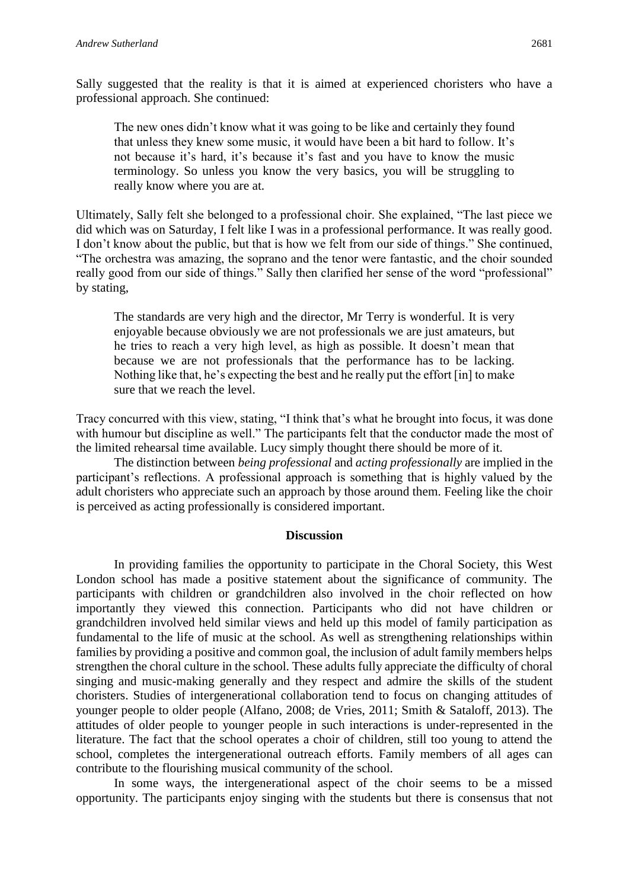Sally suggested that the reality is that it is aimed at experienced choristers who have a professional approach. She continued:

> The new ones didn't know what it was going to be like and certainly they found that unless they knew some music, it would have been a bit hard to follow. It's not because it's hard, it's because it's fast and you have to know the music terminology. So unless you know the very basics, you will be struggling to really know where you are at.

Ultimately, Sally felt she belonged to a professional choir. She explained, "The last piece we did which was on Saturday, I felt like I was in a professional performance. It was really good. I don't know about the public, but that is how we felt from our side of things." She continued, "The orchestra was amazing, the soprano and the tenor were fantastic, and the choir sounded really good from our side of things." Sally then clarified her sense of the word "professional" by stating,

> The standards are very high and the director, Mr Terry is wonderful. It is very enjoyable because obviously we are not professionals we are just amateurs, but he tries to reach a very high level, as high as possible. It doesn't mean that because we are not professionals that the performance has to be lacking. Nothing like that, he's expecting the best and he really put the effort [in] to make sure that we reach the level.

Tracy concurred with this view, stating, "I think that's what he brought into focus, it was done with humour but discipline as well." The participants felt that the conductor made the most of the limited rehearsal time available. Lucy simply thought there should be more of it.

The distinction between *being professional* and *acting professionally* are implied in the participant's reflections. A professional approach is something that is highly valued by the adult choristers who appreciate such an approach by those around them. Feeling like the choir is perceived as acting professionally is considered important.

## Discussion

In providing families the opportunity to participate in the Choral Society, this West London school has made a positive statement about the significance of community. The participants with children or grandchildren also involved in the choir reflected on how importantly they viewed this connection. Participants who did not have children or grandchildren involved held similar views and held up this model of family participation as fundamental to the life of music at the school. As well as strengthening relationships within families by providing a positive and common goal, the inclusion of adult family members helps strengthen the choral culture in the school. These adults fully appreciate the difficulty of choral singing and music-making generally and they respect and admire the skills of the student choristers. Studies of intergenerational collaboration tend to focus on changing attitudes of younger people to older people (Alfano, 2008; de Vries, 2011; Smith & Sataloff, 2013). The attitudes of older people to younger people in such interactions is under-represented in the literature. The fact that the school operates a choir of children, still too young to attend the school, completes the intergenerational outreach efforts. Family members of all ages can contribute to the flourishing musical community of the school.

In some ways, the intergenerational aspect of the choir seems to be a missed opportunity. The participants enjoy singing with the students but there is consensus that not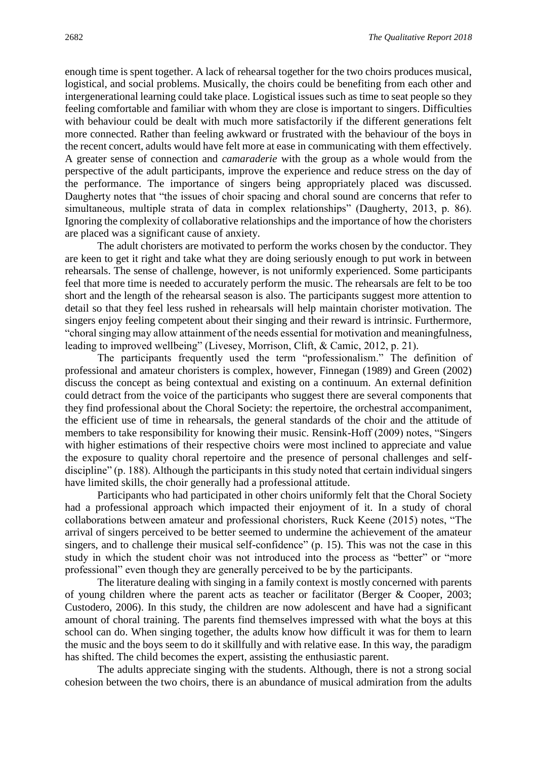enough time is spent together. A lack of rehearsal together for the two choirs produces musical, logistical, and social problems. Musically, the choirs could be benefiting from each other and intergenerational learning could take place. Logistical issues such as time to seat people so they feeling comfortable and familiar with whom they are close is important to singers. Difficulties with behaviour could be dealt with much more satisfactorily if the different generations felt more connected. Rather than feeling awkward or frustrated with the behaviour of the boys in the recent concert, adults would have felt more at ease in communicating with them effectively. A greater sense of connection and *camaraderie* with the group as a whole would from the perspective of the adult participants, improve the experience and reduce stress on the day of the performance. The importance of singers being appropriately placed was discussed. Daugherty notes that "the issues of choir spacing and choral sound are concerns that refer to simultaneous, multiple strata of data in complex relationships" (Daugherty, 2013, p. 86). Ignoring the complexity of collaborative relationships and the importance of how the choristers are placed was a significant cause of anxiety.

The adult choristers are motivated to perform the works chosen by the conductor. They are keen to get it right and take what they are doing seriously enough to put work in between rehearsals. The sense of challenge, however, is not uniformly experienced. Some participants feel that more time is needed to accurately perform the music. The rehearsals are felt to be too short and the length of the rehearsal season is also. The participants suggest more attention to detail so that they feel less rushed in rehearsals will help maintain chorister motivation. The singers enjoy feeling competent about their singing and their reward is intrinsic. Furthermore, "choral singing may allow attainment of the needs essential for motivation and meaningfulness, leading to improved wellbeing" (Livesey, Morrison, Clift, & Camic, 2012, p. 21).

The participants frequently used the term "professionalism." The definition of professional and amateur choristers is complex, however, Finnegan (1989) and Green (2002) discuss the concept as being contextual and existing on a continuum. An external definition could detract from the voice of the participants who suggest there are several components that they find professional about the Choral Society: the repertoire, the orchestral accompaniment, the efficient use of time in rehearsals, the general standards of the choir and the attitude of members to take responsibility for knowing their music. Rensink-Hoff (2009) notes, "Singers with higher estimations of their respective choirs were most inclined to appreciate and value the exposure to quality choral repertoire and the presence of personal challenges and self-discipline" (p. 188). Although the participants in this study noted that certain individual singers have limited skills, the choir generally had a professional attitude.

Participants who had participated in other choirs uniformly felt that the Choral Society had a professional approach which impacted their enjoyment of it. In a study of choral collaborations between amateur and professional choristers, Ruck Keene (2015) notes, "The arrival of singers perceived to be better seemed to undermine the achievement of the amateur singers, and to challenge their musical self-confidence" (p. 15). This was not the case in this study in which the student choir was not introduced into the process as "better" or "more professional" even though they are generally perceived to be by the participants.

The literature dealing with singing in a family context is mostly concerned with parents of young children where the parent acts as teacher or facilitator (Berger & Cooper, 2003; Custodero, 2006). In this study, the children are now adolescent and have had a significant amount of choral training. The parents find themselves impressed with what the boys at this school can do. When singing together, the adults know how difficult it was for them to learn the music and the boys seem to do it skillfully and with relative ease. In this way, the paradigm has shifted. The child becomes the expert, assisting the enthusiastic parent.

The adults appreciate singing with the students. Although, there is not a strong social cohesion between the two choirs, there is an abundance of musical admiration from the adults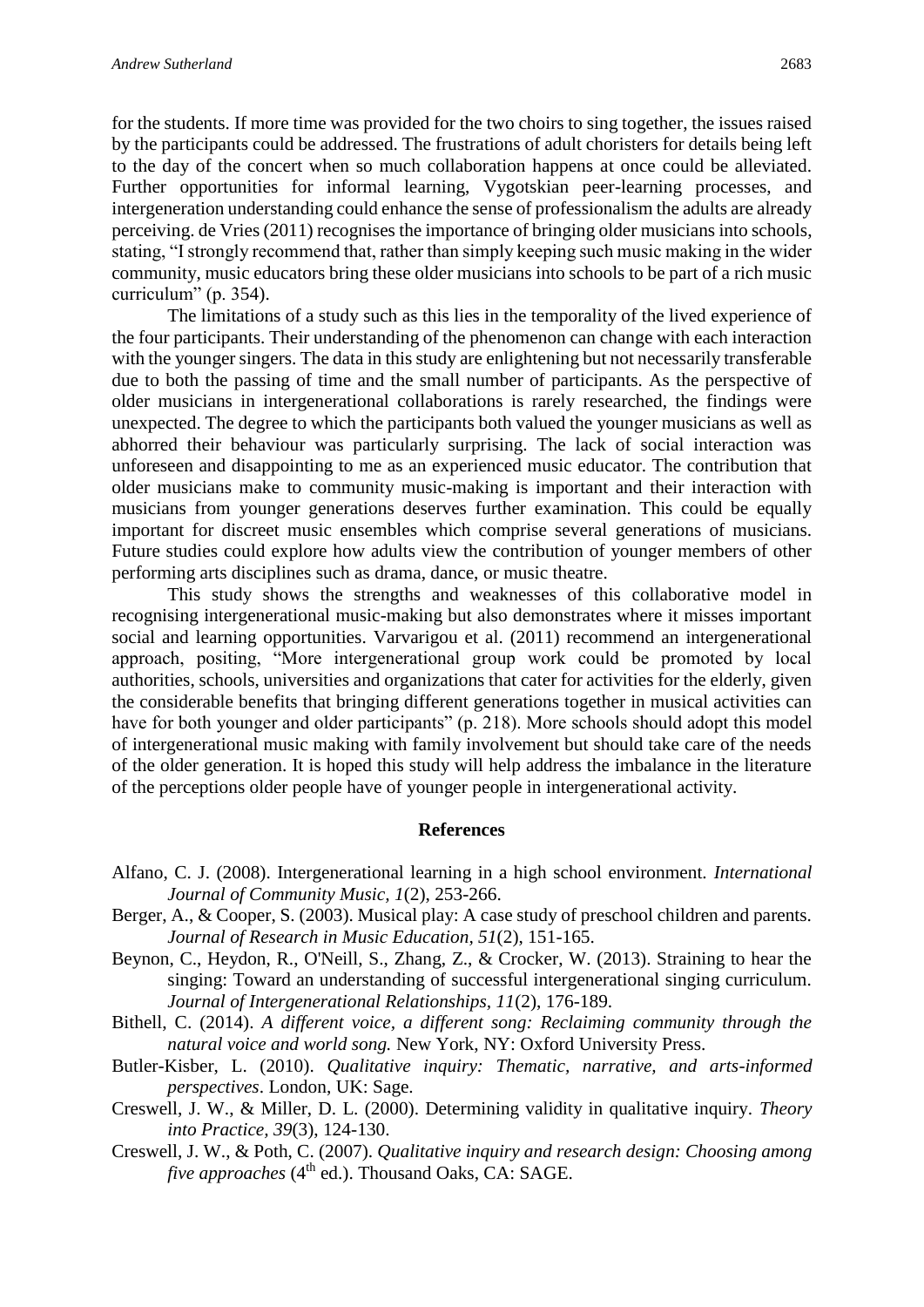for the students. If more time was provided for the two choirs to sing together, the issues raised by the participants could be addressed. The frustrations of adult choristers for details being left to the day of the concert when so much collaboration happens at once could be alleviated. Further opportunities for informal learning, Vygotskian peer-learning processes, and intergeneration understanding could enhance the sense of professionalism the adults are already perceiving. de Vries (2011) recognises the importance of bringing older musicians into schools, stating, "I strongly recommend that, rather than simply keeping such music making in the wider community, music educators bring these older musicians into schools to be part of a rich music curriculum" (p. 354).

The limitations of a study such as this lies in the temporality of the lived experience of the four participants. Their understanding of the phenomenon can change with each interaction with the younger singers. The data in this study are enlightening but not necessarily transferable due to both the passing of time and the small number of participants. As the perspective of older musicians in intergenerational collaborations is rarely researched, the findings were unexpected. The degree to which the participants both valued the younger musicians as well as abhorred their behaviour was particularly surprising. The lack of social interaction was unforeseen and disappointing to me as an experienced music educator. The contribution that older musicians make to community music-making is important and their interaction with musicians from younger generations deserves further examination. This could be equally important for discreet music ensembles which comprise several generations of musicians. Future studies could explore how adults view the contribution of younger members of other performing arts disciplines such as drama, dance, or music theatre.

This study shows the strengths and weaknesses of this collaborative model in recognising intergenerational music-making but also demonstrates where it misses important social and learning opportunities. Varvarigou et al. (2011) recommend an intergenerational approach, positing, "More intergenerational group work could be promoted by local authorities, schools, universities and organizations that cater for activities for the elderly, given the considerable benefits that bringing different generations together in musical activities can have for both younger and older participants" (p. 218). More schools should adopt this model of intergenerational music making with family involvement but should take care of the needs of the older generation. It is hoped this study will help address the imbalance in the literature of the perceptions older people have of younger people in intergenerational activity.

## References

Alfano, C. J. (2008). Intergenerational learning in a high school environment. *International Journal of Community Music, 1*(2), 253-266.

Berger, A., & Cooper, S. (2003). Musical play: A case study of preschool children and parents. *Journal of Research in Music Education, 51*(2), 151-165.

Beynon, C., Heydon, R., O'Neill, S., Zhang, Z., & Crocker, W. (2013). Straining to hear the singing: Toward an understanding of successful intergenerational singing curriculum. *Journal of Intergenerational Relationships, 11*(2), 176-189.

Bithell, C. (2014). *A different voice, a different song: Reclaiming community through the natural voice and world song.* New York, NY: Oxford University Press.

Butler-Kisber, L. (2010). *Qualitative inquiry: Thematic, narrative, and arts-informed perspectives*. London, UK: Sage.

Creswell, J. W., & Miller, D. L. (2000). Determining validity in qualitative inquiry. *Theory into Practice, 39*(3), 124-130.

Creswell, J. W., & Poth, C. (2007). *Qualitative inquiry and research design: Choosing among five approaches* (4th ed.). Thousand Oaks, CA: SAGE.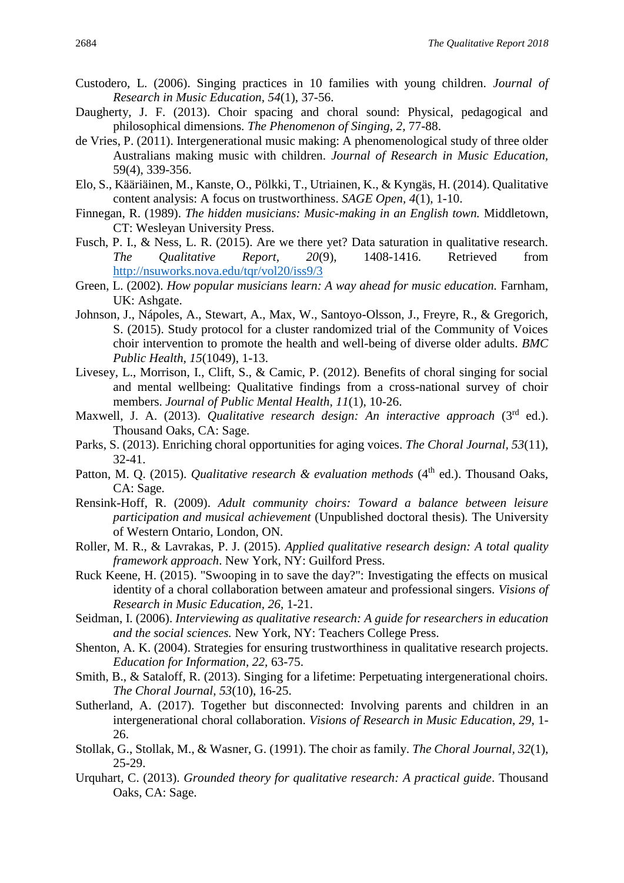Custodero, L. (2006). Singing practices in 10 families with young children. *Journal of Research in Music Education, 54*(1), 37-56.

Daugherty, J. F. (2013). Choir spacing and choral sound: Physical, pedagogical and philosophical dimensions. *The Phenomenon of Singing, 2*, 77-88.

de Vries, P. (2011). Intergenerational music making: A phenomenological study of three older Australians making music with children. *Journal of Research in Music Education*, 59(4), 339-356.

Elo, S., Kääriäinen, M., Kanste, O., Pölkki, T., Utriainen, K., & Kyngäs, H. (2014). Qualitative content analysis: A focus on trustworthiness. *SAGE Open, 4*(1), 1-10.

Finnegan, R. (1989). *The hidden musicians: Music-making in an English town.* Middletown, CT: Wesleyan University Press.

Fusch, P. I., & Ness, L. R. (2015). Are we there yet? Data saturation in qualitative research. *The Qualitative Report, 20*(9), 1408-1416. Retrieved from http://nsuworks.nova.edu/tqr/vol20/iss9/3

Green, L. (2002). *How popular musicians learn: A way ahead for music education.* Farnham, UK: Ashgate.

Johnson, J., Nápoles, A., Stewart, A., Max, W., Santoyo-Olsson, J., Freyre, R., & Gregorich, S. (2015). Study protocol for a cluster randomized trial of the Community of Voices choir intervention to promote the health and well-being of diverse older adults. *BMC Public Health, 15*(1049), 1-13.

Livesey, L., Morrison, I., Clift, S., & Camic, P. (2012). Benefits of choral singing for social and mental wellbeing: Qualitative findings from a cross-national survey of choir members. *Journal of Public Mental Health, 11*(1), 10-26.

Maxwell, J. A. (2013). *Qualitative research design: An interactive approach* (3rd ed.). Thousand Oaks, CA: Sage.

Parks, S. (2013). Enriching choral opportunities for aging voices. *The Choral Journal, 53*(11), 32-41.

Patton, M. Q. (2015). *Qualitative research & evaluation methods* (4th ed.). Thousand Oaks, CA: Sage.

Rensink-Hoff, R. (2009). *Adult community choirs: Toward a balance between leisure participation and musical achievement* (Unpublished doctoral thesis). The University of Western Ontario, London, ON.

Roller, M. R., & Lavrakas, P. J. (2015). *Applied qualitative research design: A total quality framework approach*. New York, NY: Guilford Press.

Ruck Keene, H. (2015). "Swooping in to save the day?": Investigating the effects on musical identity of a choral collaboration between amateur and professional singers. *Visions of Research in Music Education, 26*, 1-21.

Seidman, I. (2006). *Interviewing as qualitative research: A guide for researchers in education and the social sciences.* New York, NY: Teachers College Press.

Shenton, A. K. (2004). Strategies for ensuring trustworthiness in qualitative research projects. *Education for Information, 22*, 63-75.

Smith, B., & Sataloff, R. (2013). Singing for a lifetime: Perpetuating intergenerational choirs. *The Choral Journal, 53*(10), 16-25.

Sutherland, A. (2017). Together but disconnected: Involving parents and children in an intergenerational choral collaboration. *Visions of Research in Music Education*, *29*, 1-26.

Stollak, G., Stollak, M., & Wasner, G. (1991). The choir as family. *The Choral Journal, 32*(1), 25-29.

Urquhart, C. (2013). *Grounded theory for qualitative research: A practical guide*. Thousand Oaks, CA: Sage.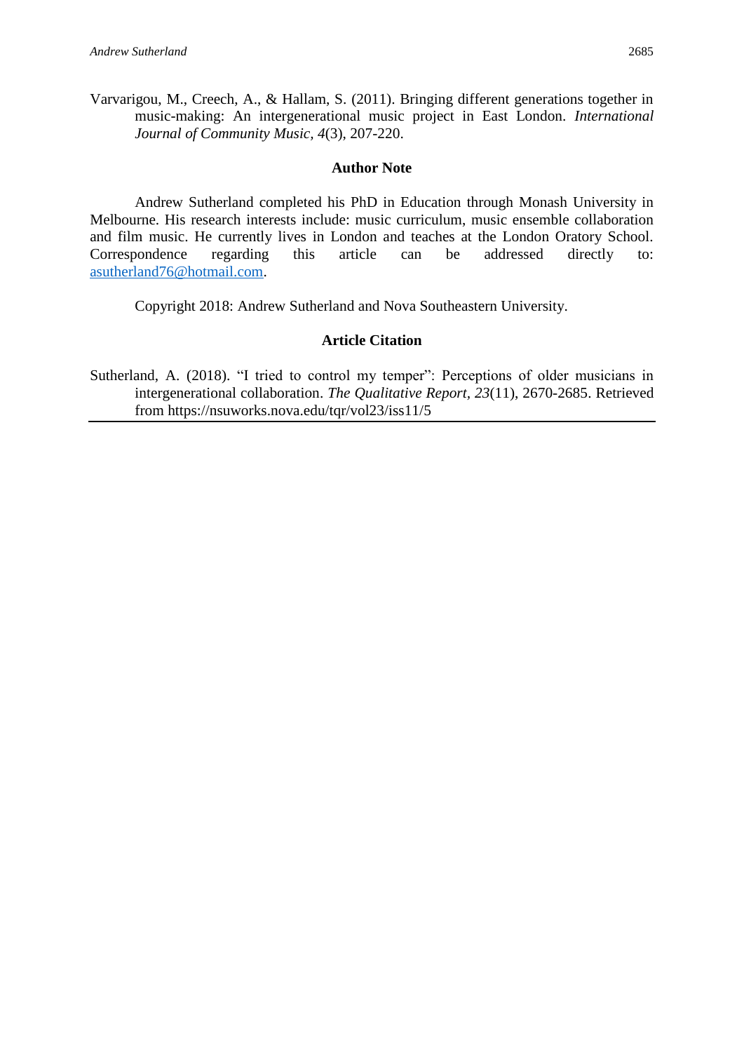Varvarigou, M., Creech, A., & Hallam, S. (2011). Bringing different generations together in music-making: An intergenerational music project in East London. *International Journal of Community Music*, *4*(3), 207-220.

## Author Note

Andrew Sutherland completed his PhD in Education through Monash University in Melbourne. His research interests include: music curriculum, music ensemble collaboration and film music. He currently lives in London and teaches at the London Oratory School. Correspondence regarding this article can be addressed directly to: asutherland76@hotmail.com.

Copyright 2018: Andrew Sutherland and Nova Southeastern University.

## Article Citation

Sutherland, A. (2018). "I tried to control my temper": Perceptions of older musicians in intergenerational collaboration. *The Qualitative Report*, *23*(11), 2670-2685. Retrieved from https://nsuworks.nova.edu/tqr/vol23/iss11/5